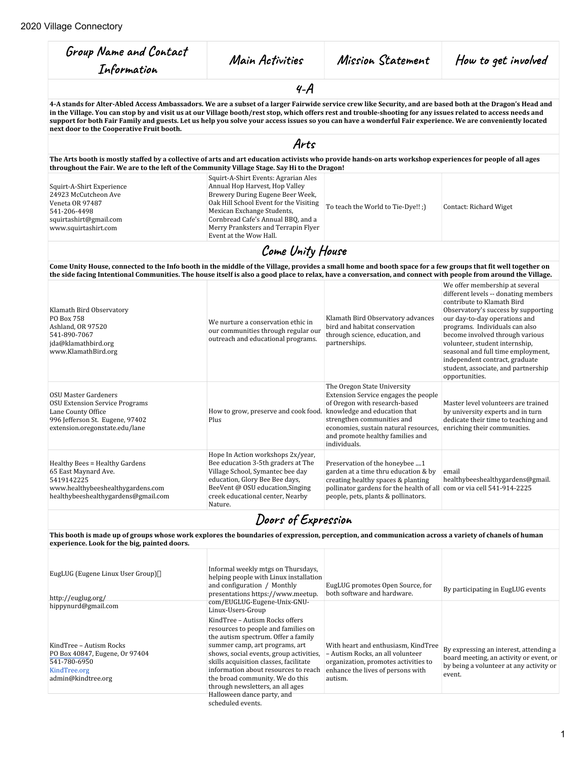2020 Village Connectory

| Group Name and Contact Information | Main Activities | Mission Statement | How to get involved |
| --- | --- | --- | --- |
| **4-A** | | | |
| **4-A stands for Alter-Abled Access Ambassadors. We are a subset of a larger Fairwide service crew like Security, and are based both at the Dragon's Head and in the Village. You can stop by and visit us at our Village booth/rest stop, which offers rest and trouble-shooting for any issues related to access needs and support for both Fair Family and guests. Let us help you solve your access issues so you can have a wonderful Fair experience. We are conveniently located next door to the Cooperative Fruit booth.** | | | |
| **Arts** | | | |
| **The Arts booth is mostly staffed by a collective of arts and art education activists who provide hands-on arts workshop experiences for people of all ages throughout the Fair. We are to the left of the Community Village Stage. Say Hi to the Dragon!** | | | |
| Squirt-A-Shirt Experience<br>24923 McCutcheon Ave<br>Veneta OR 97487<br>541-206-4498<br>squirtashirt@gmail.com<br>www.squirtashirt.com | Squirt-A-Shirt Events: Agrarian Ales Annual Hop Harvest, Hop Valley Brewery During Eugene Beer Week, Oak Hill School Event for the Visiting Mexican Exchange Students, Cornbread Cafe's Annual BBQ, and a Merry Pranksters and Terrapin Flyer Event at the Wow Hall. | To teach the World to Tie-Dye!! ;) | Contact: Richard Wiget |
| **Come Unity House** | | | |
| **Come Unity House, connected to the Info booth in the middle of the Village, provides a small home and booth space for a few groups that fit well together on the side facing Intentional Communities. The house itself is also a good place to relax, have a conversation, and connect with people from around the Village.** | | | |
| Klamath Bird Observatory<br>PO Box 758<br>Ashland, OR 97520<br>541-890-7067<br>jda@klamathbird.org<br>www.KlamathBird.org | We nurture a conservation ethic in our communities through regular our outreach and educational programs. | Klamath Bird Observatory advances bird and habitat conservation through science, education, and partnerships. | We offer membership at several different levels -- donating members contribute to Klamath Bird Observatory's success by supporting our day-to-day operations and programs. Individuals can also become involved through various volunteer, student internship, seasonal and full time employment, independent contract, graduate student, associate, and partnership opportunities. |
| OSU Master Gardeners<br>OSU Extension Service Programs<br>Lane County Office<br>996 Jefferson St. Eugene, 97402<br>extension.oregonstate.edu/lane | How to grow, preserve and cook food. Plus | The Oregon State University Extension Service engages the people of Oregon with research-based knowledge and education that strengthen communities and economies, sustain natural resources, and promote healthy families and individuals. | Master level volunteers are trained by university experts and in turn dedicate their time to teaching and enriching their communities. |
| Healthy Bees = Healthy Gardens<br>65 East Maynard Ave.<br>5419142225<br>www.healthybeeshealthygardens.com<br>healthybeeshealthygardens@gmail.com | Hope In Action workshops 2x/year, Bee education 3-5th graders at The Village School, Symantec bee day education, Glory Bee Bee days, BeeVent @ OSU education,Singing creek educational center, Nearby Nature. | Preservation of the honeybee ....1 garden at a time thru education & by creating healthy spaces & planting pollinator gardens for the health of all people, pets, plants & pollinators. | email healthybeeshealthygardens@gmail.com or via cell 541-914-2225 |
| **Doors of Expression** | | | |
| **This booth is made up of groups whose work explores the boundaries of expression, perception, and communication across a variety of chanels of human experience. Look for the big, painted doors.** | | | |
| EugLUG (Eugene Linux User Group)<br><br>http://euglug.org/<br>hippynurd@gmail.com | Informal weekly mtgs on Thursdays, helping people with Linux installation and configuration / Monthly presentations https://www.meetup.com/EUGLUG-Eugene-Unix-GNU-Linux-Users-Group | EugLUG promotes Open Source, for both software and hardware. | By participating in EugLUG events |
| KindTree – Autism Rocks<br>PO Box 40847, Eugene, Or 97404<br>541-780-6950<br>KindTree.org<br>admin@kindtree.org | KindTree – Autism Rocks offers resources to people and families on the autism spectrum. Offer a family summer camp, art programs, art shows, social events, group activities, skills acquisition classes, facilitate information about resources to reach the broad community. We do this through newsletters, an all ages Halloween dance party, and scheduled events. | With heart and enthusiasm, KindTree – Autism Rocks, an all volunteer organization, promotes activities to enhance the lives of persons with autism. | By expressing an interest, attending a board meeting, an activity or event, or by being a volunteer at any activity or event. |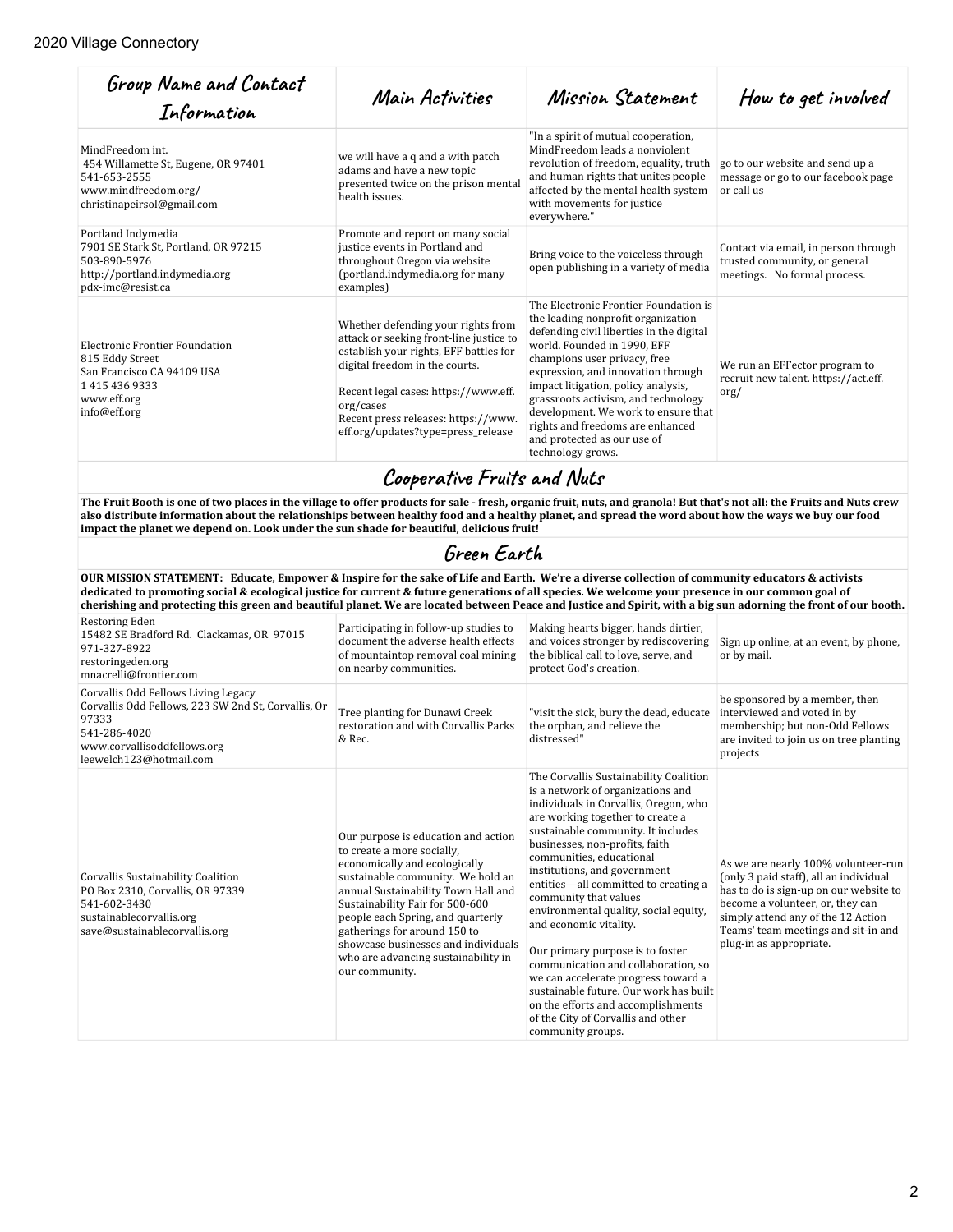| Group Name and Contact Information | Main Activities | Mission Statement | How to get involved |
|---|---|---|---|
| MindFreedom int.<br>454 Willamette St, Eugene, OR 97401<br>541-653-2555<br>www.mindfreedom.org/<br>christinapeirsol@gmail.com | we will have a q and a with patch adams and have a new topic presented twice on the prison mental health issues. | "In a spirit of mutual cooperation, MindFreedom leads a nonviolent revolution of freedom, equality, truth and human rights that unites people affected by the mental health system with movements for justice everywhere." | go to our website and send up a message or go to our facebook page or call us |
| Portland Indymedia<br>7901 SE Stark St, Portland, OR 97215<br>503-890-5976<br>http://portland.indymedia.org<br>pdx-imc@resist.ca | Promote and report on many social justice events in Portland and throughout Oregon via website (portland.indymedia.org for many examples) | Bring voice to the voiceless through open publishing in a variety of media | Contact via email, in person through trusted community, or general meetings. No formal process. |
| Electronic Frontier Foundation<br>815 Eddy Street<br>San Francisco CA 94109 USA<br>1 415 436 9333<br>www.eff.org<br>info@eff.org | Whether defending your rights from attack or seeking front-line justice to establish your rights, EFF battles for digital freedom in the courts.<br><br>Recent legal cases: https://www.eff.org/cases<br>Recent press releases: https://www.eff.org/updates?type=press_release | The Electronic Frontier Foundation is the leading nonprofit organization defending civil liberties in the digital world. Founded in 1990, EFF champions user privacy, free expression, and innovation through impact litigation, policy analysis, grassroots activism, and technology development. We work to ensure that rights and freedoms are enhanced and protected as our use of technology grows. | We run an EFFector program to recruit new talent. https://act.eff.org/ |

## Cooperative Fruits and Nuts

**The Fruit Booth is one of two places in the village to offer products for sale - fresh, organic fruit, nuts, and granola! But that's not all: the Fruits and Nuts crew also distribute information about the relationships between healthy food and a healthy planet, and spread the word about how the ways we buy our food impact the planet we depend on. Look under the sun shade for beautiful, delicious fruit!**

## Green Earth

**OUR MISSION STATEMENT: Educate, Empower & Inspire for the sake of Life and Earth. We're a diverse collection of community educators & activists dedicated to promoting social & ecological justice for current & future generations of all species. We welcome your presence in our common goal of cherishing and protecting this green and beautiful planet. We are located between Peace and Justice and Spirit, with a big sun adorning the front of our booth.**

| Group Name and Contact Information | Main Activities | Mission Statement | How to get involved |
|---|---|---|---|
| Restoring Eden<br>15482 SE Bradford Rd. Clackamas, OR 97015<br>971-327-8922<br>restoringeden.org<br>mmacrelli@frontier.com | Participating in follow-up studies to document the adverse health effects of mountaintop removal coal mining on nearby communities. | Making hearts bigger, hands dirtier, and voices stronger by rediscovering the biblical call to love, serve, and protect God's creation. | Sign up online, at an event, by phone, or by mail. |
| Corvallis Odd Fellows Living Legacy<br>Corvallis Odd Fellows, 223 SW 2nd St, Corvallis, Or 97333<br>541-286-4020<br>www.corvallisoddfellows.org<br>leewelch123@hotmail.com | Tree planting for Dunawi Creek restoration and with Corvallis Parks & Rec. | "visit the sick, bury the dead, educate the orphan, and relieve the distressed" | be sponsored by a member, then interviewed and voted in by membership; but non-Odd Fellows are invited to join us on tree planting projects |
| Corvallis Sustainability Coalition<br>PO Box 2310, Corvallis, OR 97339<br>541-602-3430<br>sustainablecorvallis.org<br>save@sustainablecorvallis.org | Our purpose is education and action to create a more socially, economically and ecologically sustainable community. We hold an annual Sustainability Town Hall and Sustainability Fair for 500-600 people each Spring, and quarterly gatherings for around 150 to showcase businesses and individuals who are advancing sustainability in our community. | The Corvallis Sustainability Coalition is a network of organizations and individuals in Corvallis, Oregon, who are working together to create a sustainable community. It includes businesses, non-profits, faith communities, educational institutions, and government entities—all committed to creating a community that values environmental quality, social equity, and economic vitality.<br><br>Our primary purpose is to foster communication and collaboration, so we can accelerate progress toward a sustainable future. Our work has built on the efforts and accomplishments of the City of Corvallis and other community groups. | As we are nearly 100% volunteer-run (only 3 paid staff), all an individual has to do is sign-up on our website to become a volunteer, or, they can simply attend any of the 12 Action Teams' team meetings and sit-in and plug-in as appropriate. |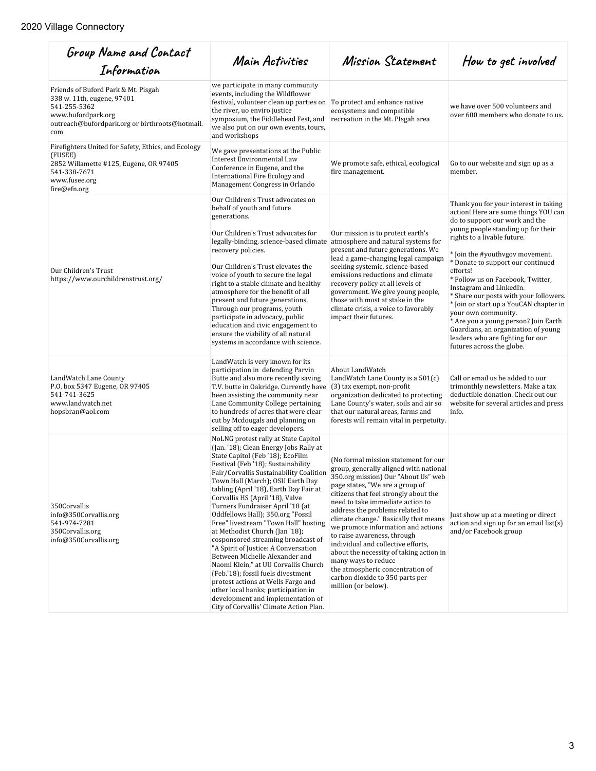| Group Name and Contact Information | Main Activities | Mission Statement | How to get involved |
|---|---|---|---|
| Friends of Buford Park & Mt. Pisgah<br>338 w. 11th, eugene, 97401<br>541-255-5362<br>www.bufordpark.org<br>outreach@bufordpark.org or birthroots@hotmail.com | we participate in many community events, including the Wildflower festival, volunteer clean up parties on the river, uo enviro justice symposium, the Fiddlehead Fest, and we also put on our own events, tours, and workshops | To protect and enhance native ecosystems and compatible recreation in the Mt. PIsgah area | we have over 500 volunteers and over 600 members who donate to us. |
| Firefighters United for Safety, Ethics, and Ecology (FUSEE)<br>2852 Willamette #125, Eugene, OR 97405<br>541-338-7671<br>www.fusee.org<br>fire@efn.org | We gave presentations at the Public Interest Environmental Law Conference in Eugene, and the International Fire Ecology and Management Congress in Orlando | We promote safe, ethical, ecological fire management. | Go to our website and sign up as a member. |
| Our Children's Trust<br>https://www.ourchildrenstrust.org/ | Our Children's Trust advocates on behalf of youth and future generations.<br><br>Our Children's Trust advocates for legally-binding, science-based climate recovery policies.<br><br>Our Children's Trust elevates the voice of youth to secure the legal right to a stable climate and healthy atmosphere for the benefit of all present and future generations. Through our programs, youth participate in advocacy, public education and civic engagement to ensure the viability of all natural systems in accordance with science. | Our mission is to protect earth's atmosphere and natural systems for present and future generations. We lead a game-changing legal campaign seeking systemic, science-based emissions reductions and climate recovery policy at all levels of government. We give young people, those with most at stake in the climate crisis, a voice to favorably impact their futures. | Thank you for your interest in taking action! Here are some things YOU can do to support our work and the young people standing up for their rights to a livable future.<br><br>* Join the #youthvgov movement.<br>* Donate to support our continued efforts!<br>* Follow us on Facebook, Twitter, Instagram and LinkedIn.<br>* Share our posts with your followers.<br>* Join or start up a YouCAN chapter in your own community.<br>* Are you a young person? Join Earth Guardians, an organization of young leaders who are fighting for our futures across the globe. |
| LandWatch Lane County<br>P.O. box 5347 Eugene, OR 97405<br>541-741-3625<br>www.landwatch.net<br>hopsbran@aol.com | LandWatch is very known for its participation in defending Parvin Butte and also more recently saving T.V. butte in Oakridge. Currently have been assisting the community near Lane Community College pertaining to hundreds of acres that were clear cut by Mcdougals and planning on selling off to eager developers. | About LandWatch<br>LandWatch Lane County is a 501(c)(3) tax exempt, non-profit organization dedicated to protecting Lane County's water, soils and air so that our natural areas, farms and forests will remain vital in perpetuity. | Call or email us be added to our trimonthly newsletters. Make a tax deductible donation. Check out our website for several articles and press info. |
| 350Corvallis<br>info@350Corvallis.org<br>541-974-7281<br>350Corvallis.org<br>info@350Corvallis.org | NoLNG protest rally at State Capitol (Jan. '18); Clean Energy Jobs Rally at State Capitol (Feb '18); EcoFilm Festival (Feb '18); Sustainability Fair/Corvallis Sustainability Coalition Town Hall (March); OSU Earth Day tabling (April '18), Earth Day Fair at Corvallis HS (April '18), Valve Turners Fundraiser April '18 (at Oddfellows Hall); 350.org "Fossil Free" livestream "Town Hall" hosting at Methodist Church (Jan '18); cosponsored streaming broadcast of "A Spirit of Justice: A Conversation Between Michelle Alexander and Naomi Klein," at UU Corvallis Church (Feb.'18); fossil fuels divestment protest actions at Wells Fargo and other local banks; participation in development and implementation of City of Corvallis' Climate Action Plan. | (No formal mission statement for our group, generally aligned with national 350.org mission) Our "About Us" web page states, "We are a group of citizens that feel strongly about the need to take immediate action to address the problems related to climate change." Basically that means we promote information and actions to raise awareness, through individual and collective efforts, about the necessity of taking action in many ways to reduce the atmospheric concentration of carbon dioxide to 350 parts per million (or below). | Just show up at a meeting or direct action and sign up for an email list(s) and/or Facebook group |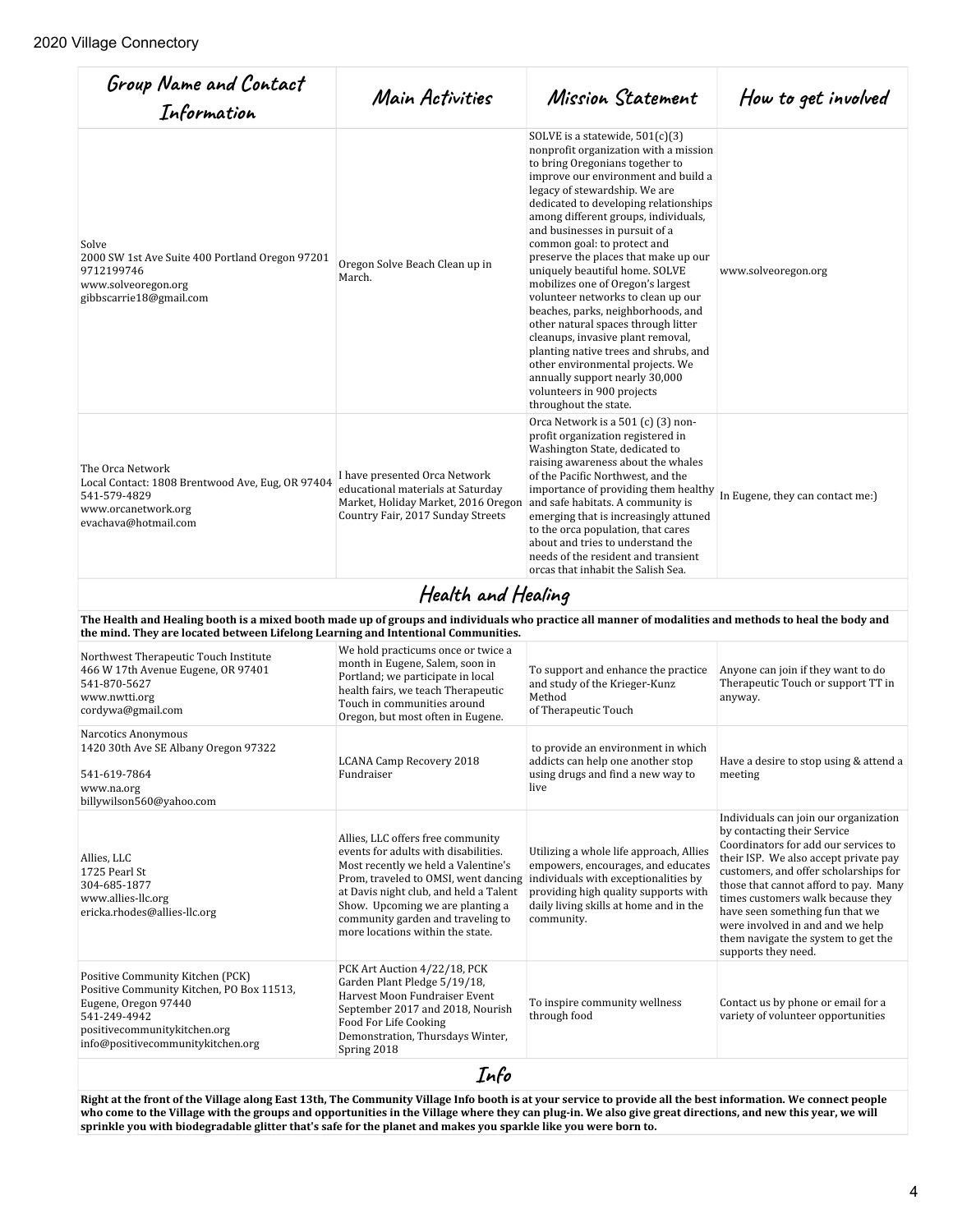| Group Name and Contact Information | Main Activities | Mission Statement | How to get involved |
|---|---|---|---|
| Solve<br>2000 SW 1st Ave Suite 400 Portland Oregon 97201<br>9712199746<br>www.solveoregon.org<br>gibbscarrie18@gmail.com | Oregon Solve Beach Clean up in March. | SOLVE is a statewide, 501(c)(3) nonprofit organization with a mission to bring Oregonians together to improve our environment and build a legacy of stewardship. We are dedicated to developing relationships among different groups, individuals, and businesses in pursuit of a common goal: to protect and preserve the places that make up our uniquely beautiful home. SOLVE mobilizes one of Oregon's largest volunteer networks to clean up our beaches, parks, neighborhoods, and other natural spaces through litter cleanups, invasive plant removal, planting native trees and shrubs, and other environmental projects. We annually support nearly 30,000 volunteers in 900 projects throughout the state. | www.solveoregon.org |
| The Orca Network<br>Local Contact: 1808 Brentwood Ave, Eug, OR 97404<br>541-579-4829<br>www.orcanetwork.org<br>evachava@hotmail.com | I have presented Orca Network educational materials at Saturday Market, Holiday Market, 2016 Oregon Country Fair, 2017 Sunday Streets | Orca Network is a 501 (c) (3) non-profit organization registered in Washington State, dedicated to raising awareness about the whales of the Pacific Northwest, and the importance of providing them healthy and safe habitats. A community is emerging that is increasingly attuned to the orca population, that cares about and tries to understand the needs of the resident and transient orcas that inhabit the Salish Sea. | In Eugene, they can contact me:) |

## Health and Healing

**The Health and Healing booth is a mixed booth made up of groups and individuals who practice all manner of modalities and methods to heal the body and the mind. They are located between Lifelong Learning and Intentional Communities.**

| Group Name and Contact Information | Main Activities | Mission Statement | How to get involved |
|---|---|---|---|
| Northwest Therapeutic Touch Institute<br>466 W 17th Avenue Eugene, OR 97401<br>541-870-5627<br>www.nwtti.org<br>cordywa@gmail.com | We hold practicums once or twice a month in Eugene, Salem, soon in Portland; we participate in local health fairs, we teach Therapeutic Touch in communities around Oregon, but most often in Eugene. | To support and enhance the practice and study of the Krieger-Kunz Method of Therapeutic Touch | Anyone can join if they want to do Therapeutic Touch or support TT in anyway. |
| Narcotics Anonymous<br>1420 30th Ave SE Albany Oregon 97322<br><br>541-619-7864<br>www.na.org<br>billywilson560@yahoo.com | LCANA Camp Recovery 2018 Fundraiser | to provide an environment in which addicts can help one another stop using drugs and find a new way to live | Have a desire to stop using & attend a meeting |
| Allies, LLC<br>1725 Pearl St<br>304-685-1877<br>www.allies-llc.org<br>ericka.rhodes@allies-llc.org | Allies, LLC offers free community events for adults with disabilities. Most recently we held a Valentine's Prom, traveled to OMSI, went dancing at Davis night club, and held a Talent Show. Upcoming we are planting a community garden and traveling to more locations within the state. | Utilizing a whole life approach, Allies empowers, encourages, and educates individuals with exceptionalities by providing high quality supports with daily living skills at home and in the community. | Individuals can join our organization by contacting their Service Coordinators for add our services to their ISP. We also accept private pay customers, and offer scholarships for those that cannot afford to pay. Many times customers walk because they have seen something fun that we were involved in and and we help them navigate the system to get the supports they need. |
| Positive Community Kitchen (PCK)<br>Positive Community Kitchen, PO Box 11513, Eugene, Oregon 97440<br>541-249-4942<br>positivecommunitykitchen.org<br>info@positivecommunitykitchen.org | PCK Art Auction 4/22/18, PCK Garden Plant Pledge 5/19/18, Harvest Moon Fundraiser Event September 2017 and 2018, Nourish Food For Life Cooking Demonstration, Thursdays Winter, Spring 2018 | To inspire community wellness through food | Contact us by phone or email for a variety of volunteer opportunities |

## Info

**Right at the front of the Village along East 13th, The Community Village Info booth is at your service to provide all the best information. We connect people who come to the Village with the groups and opportunities in the Village where they can plug-in. We also give great directions, and new this year, we will sprinkle you with biodegradable glitter that's safe for the planet and makes you sparkle like you were born to.**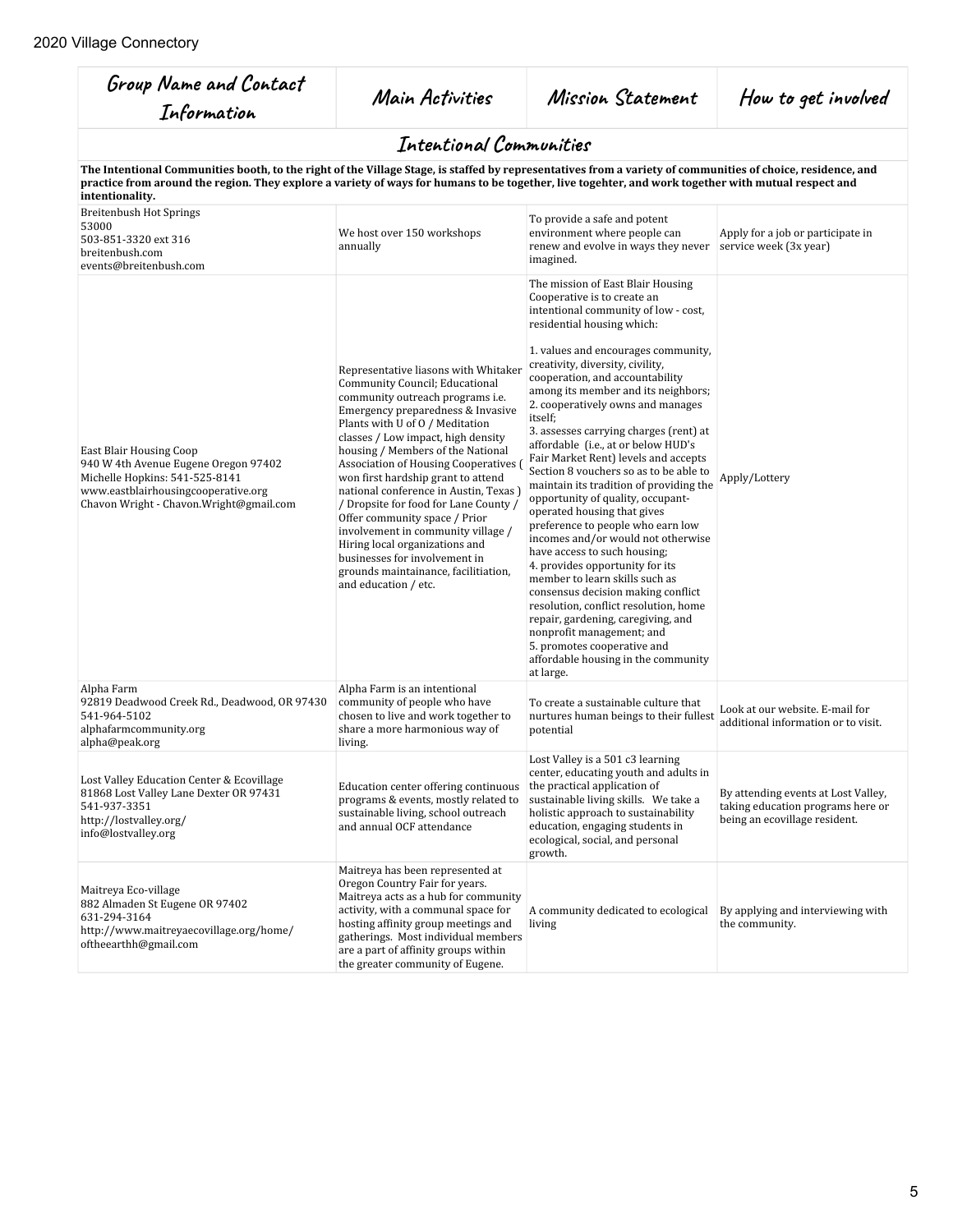| Group Name and Contact Information | Main Activities | Mission Statement | How to get involved |
|---|---|---|---|
| **Intentional Communities** | | | |
| **The Intentional Communities booth, to the right of the Village Stage, is staffed by representatives from a variety of communities of choice, residence, and practice from around the region. They explore a variety of ways for humans to be together, live togehter, and work together with mutual respect and intentionality.** | | | |
| Breitenbush Hot Springs<br>53000<br>503-851-3320 ext 316<br>breitenbush.com<br>events@breitenbush.com | We host over 150 workshops annually | To provide a safe and potent environment where people can renew and evolve in ways they never imagined. | Apply for a job or participate in service week (3x year) |
| East Blair Housing Coop<br>940 W 4th Avenue Eugene Oregon 97402<br>Michelle Hopkins: 541-525-8141<br>www.eastblairhousingcooperative.org<br>Chavon Wright - Chavon.Wright@gmail.com | Representative liasons with Whitaker Community Council; Educational community outreach programs i.e. Emergency preparedness & Invasive Plants with U of O / Meditation classes / Low impact, high density housing / Members of the National Association of Housing Cooperatives ( won first hardship grant to attend national conference in Austin, Texas ) / Dropsite for food for Lane County / Offer community space / Prior involvement in community village / Hiring local organizations and businesses for involvement in grounds maintainance, facilitiation, and education / etc. | The mission of East Blair Housing Cooperative is to create an intentional community of low - cost, residential housing which:<br><br>1. values and encourages community, creativity, diversity, civility, cooperation, and accountability among its member and its neighbors;<br>2. cooperatively owns and manages itself;<br>3. assesses carrying charges (rent) at affordable (i.e., at or below HUD's Fair Market Rent) levels and accepts Section 8 vouchers so as to be able to maintain its tradition of providing the opportunity of quality, occupant-operated housing that gives preference to people who earn low incomes and/or would not otherwise have access to such housing;<br>4. provides opportunity for its member to learn skills such as consensus decision making conflict resolution, conflict resolution, home repair, gardening, caregiving, and nonprofit management; and<br>5. promotes cooperative and affordable housing in the community at large. | Apply/Lottery |
| Alpha Farm<br>92819 Deadwood Creek Rd., Deadwood, OR 97430<br>541-964-5102<br>alphafarmcommunity.org<br>alpha@peak.org | Alpha Farm is an intentional community of people who have chosen to live and work together to share a more harmonious way of living. | To create a sustainable culture that nurtures human beings to their fullest potential | Look at our website. E-mail for additional information or to visit. |
| Lost Valley Education Center & Ecovillage<br>81868 Lost Valley Lane Dexter OR 97431<br>541-937-3351<br>http://lostvalley.org/<br>info@lostvalley.org | Education center offering continuous programs & events, mostly related to sustainable living, school outreach and annual OCF attendance | Lost Valley is a 501 c3 learning center, educating youth and adults in the practical application of sustainable living skills. We take a holistic approach to sustainability education, engaging students in ecological, social, and personal growth. | By attending events at Lost Valley, taking education programs here or being an ecovillage resident. |
| Maitreya Eco-village<br>882 Almaden St Eugene OR 97402<br>631-294-3164<br>http://www.maitreyaecovillage.org/home/<br>oftheearthh@gmail.com | Maitreya has been represented at Oregon Country Fair for years. Maitreya acts as a hub for community activity, with a communal space for hosting affinity group meetings and gatherings. Most individual members are a part of affinity groups within the greater community of Eugene. | A community dedicated to ecological living | By applying and interviewing with the community. |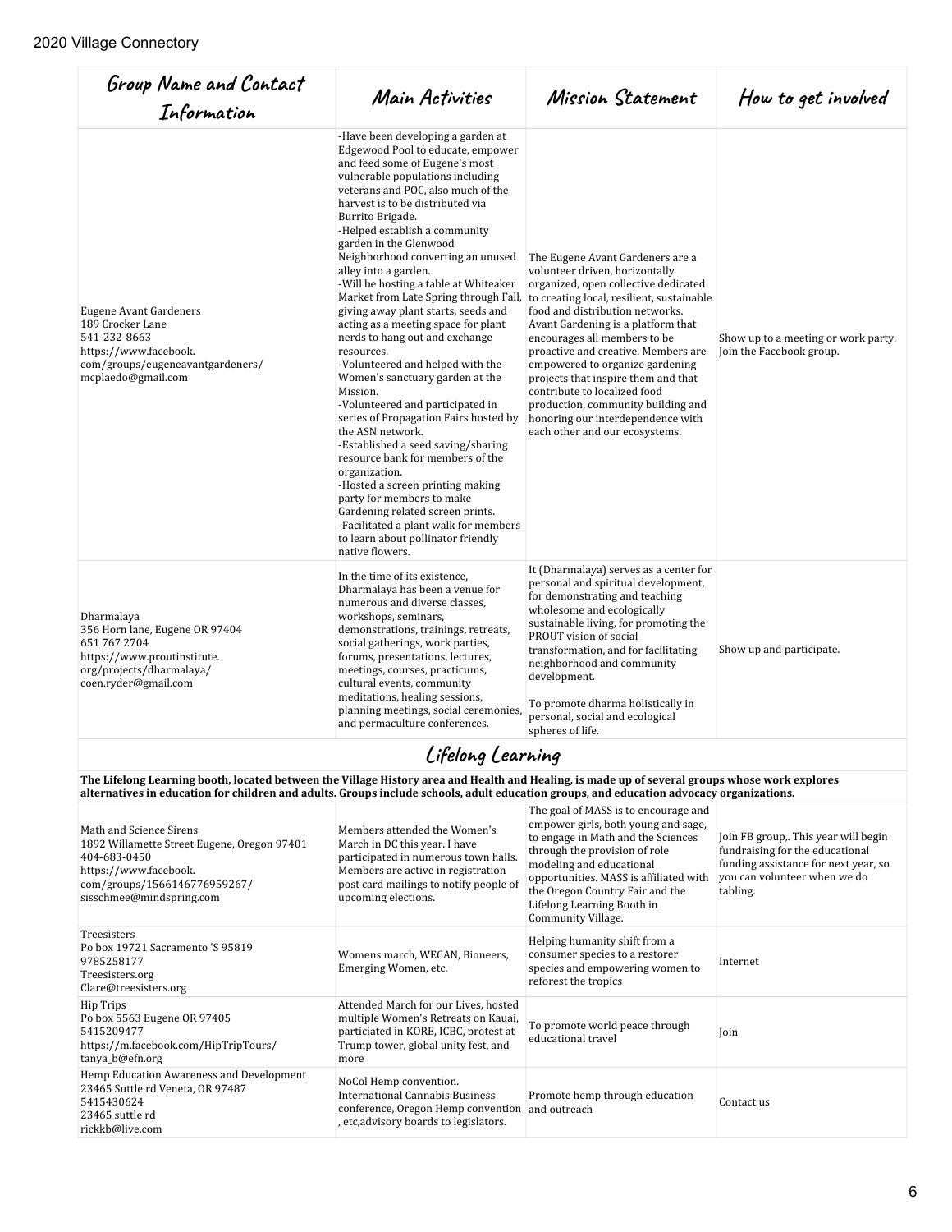| Group Name and Contact Information | Main Activities | Mission Statement | How to get involved |
| --- | --- | --- | --- |
| Eugene Avant Gardeners<br>189 Crocker Lane<br>541-232-8663<br>https://www.facebook.com/groups/eugeneavantgardeners/<br>mcplaedo@gmail.com | -Have been developing a garden at Edgewood Pool to educate, empower and feed some of Eugene's most vulnerable populations including veterans and POC, also much of the harvest is to be distributed via Burrito Brigade.<br>-Helped establish a community garden in the Glenwood Neighborhood converting an unused alley into a garden.<br>-Will be hosting a table at Whiteaker Market from Late Spring through Fall, giving away plant starts, seeds and acting as a meeting space for plant nerds to hang out and exchange resources.<br>-Volunteered and helped with the Women's sanctuary garden at the Mission.<br>-Volunteered and participated in series of Propagation Fairs hosted by the ASN network.<br>-Established a seed saving/sharing resource bank for members of the organization.<br>-Hosted a screen printing making party for members to make Gardening related screen prints.<br>-Facilitated a plant walk for members to learn about pollinator friendly native flowers. | The Eugene Avant Gardeners are a volunteer driven, horizontally organized, open collective dedicated to creating local, resilient, sustainable food and distribution networks. Avant Gardening is a platform that encourages all members to be proactive and creative. Members are empowered to organize gardening projects that inspire them and that contribute to localized food production, community building and honoring our interdependence with each other and our ecosystems. | Show up to a meeting or work party. Join the Facebook group. |
| Dharmalaya<br>356 Horn lane, Eugene OR 97404<br>651 767 2704<br>https://www.proutinstitute.org/projects/dharmalaya/<br>coen.ryder@gmail.com | In the time of its existence, Dharmalaya has been a venue for numerous and diverse classes, workshops, seminars, demonstrations, trainings, retreats, social gatherings, work parties, forums, presentations, lectures, meetings, courses, practicums, cultural events, community meditations, healing sessions, planning meetings, social ceremonies, and permaculture conferences. | It (Dharmalaya) serves as a center for personal and spiritual development, for demonstrating and teaching wholesome and ecologically sustainable living, for promoting the PROUT vision of social transformation, and for facilitating neighborhood and community development.<br><br>To promote dharma holistically in personal, social and ecological spheres of life. | Show up and participate. |

## Lifelong Learning

**The Lifelong Learning booth, located between the Village History area and Health and Healing, is made up of several groups whose work explores alternatives in education for children and adults. Groups include schools, adult education groups, and education advocacy organizations.**

| Group Name and Contact Information | Main Activities | Mission Statement | How to get involved |
| --- | --- | --- | --- |
| Math and Science Sirens<br>1892 Willamette Street Eugene, Oregon 97401<br>404-683-0450<br>https://www.facebook.com/groups/1566146776959267/<br>sisschmee@mindspring.com | Members attended the Women's March in DC this year. I have participated in numerous town halls. Members are active in registration post card mailings to notify people of upcoming elections. | The goal of MASS is to encourage and empower girls, both young and sage, to engage in Math and the Sciences through the provision of role modeling and educational opportunities. MASS is affiliated with the Oregon Country Fair and the Lifelong Learning Booth in Community Village. | Join FB group,. This year will begin fundraising for the educational funding assistance for next year, so you can volunteer when we do tabling. |
| Treesisters<br>Po box 19721 Sacramento 'S 95819<br>9785258177<br>Treesisters.org<br>Clare@treesisters.org | Womens march, WECAN, Bioneers, Emerging Women, etc. | Helping humanity shift from a consumer species to a restorer species and empowering women to reforest the tropics | Internet |
| Hip Trips<br>Po box 5563 Eugene OR 97405<br>5415209477<br>https://m.facebook.com/HipTripTours/<br>tanya_b@efn.org | Attended March for our Lives, hosted multiple Women's Retreats on Kauai, particiated in KORE, ICBC, protest at Trump tower, global unity fest, and more | To promote world peace through educational travel | Join |
| Hemp Education Awareness and Development<br>23465 Suttle rd Veneta, OR 97487<br>5415430624<br>23465 suttle rd<br>rickkb@live.com | NoCol Hemp convention. International Cannabis Business conference, Oregon Hemp convention , etc,advisory boards to legislators. | Promote hemp through education and outreach | Contact us |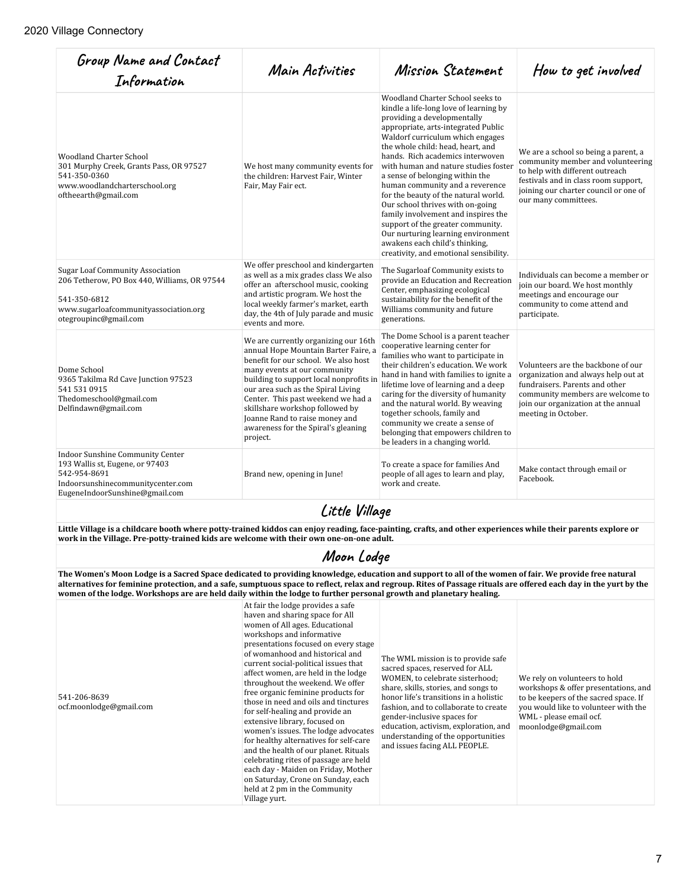| Group Name and Contact Information | Main Activities | Mission Statement | How to get involved |
|---|---|---|---|
| Woodland Charter School<br>301 Murphy Creek, Grants Pass, OR 97527<br>541-350-0360<br>www.woodlandcharterschool.org<br>oftheearth@gmail.com | We host many community events for the children: Harvest Fair, Winter Fair, May Fair ect. | Woodland Charter School seeks to kindle a life-long love of learning by providing a developmentally appropriate, arts-integrated Public Waldorf curriculum which engages the whole child: head, heart, and hands. Rich academics interwoven with human and nature studies foster a sense of belonging within the human community and a reverence for the beauty of the natural world. Our school thrives with on-going family involvement and inspires the support of the greater community. Our nurturing learning environment awakens each child's thinking, creativity, and emotional sensibility. | We are a school so being a parent, a community member and volunteering to help with different outreach festivals and in class room support, joining our charter council or one of our many committees. |
| Sugar Loaf Community Association<br>206 Tetherow, PO Box 440, Williams, OR 97544<br><br>541-350-6812<br>www.sugarloafcommunityassociation.org<br>otegroupinc@gmail.com | We offer preschool and kindergarten as well as a mix grades class We also offer an afterschool music, cooking and artistic program. We host the local weekly farmer's market, earth day, the 4th of July parade and music events and more. | The Sugarloaf Community exists to provide an Education and Recreation Center, emphasizing ecological sustainability for the benefit of the Williams community and future generations. | Individuals can become a member or join our board. We host monthly meetings and encourage our community to come attend and participate. |
| Dome School<br>9365 Takilma Rd Cave Junction 97523<br>541 531 0915<br>Thedomeschool@gmail.com<br>Delfindawn@gmail.com | We are currently organizing our 16th annual Hope Mountain Barter Faire, a benefit for our school. We also host many events at our community building to support local nonprofits in our area such as the Spiral Living Center. This past weekend we had a skillshare workshop followed by Joanne Rand to raise money and awareness for the Spiral's gleaning project. | The Dome School is a parent teacher cooperative learning center for families who want to participate in their children's education. We work hand in hand with families to ignite a lifetime love of learning and a deep caring for the diversity of humanity and the natural world. By weaving together schools, family and community we create a sense of belonging that empowers children to be leaders in a changing world. | Volunteers are the backbone of our organization and always help out at fundraisers. Parents and other community members are welcome to join our organization at the annual meeting in October. |
| Indoor Sunshine Community Center<br>193 Wallis st, Eugene, or 97403<br>542-954-8691<br>Indoorsunshinecommunitycenter.com<br>EugeneIndoorSunshine@gmail.com | Brand new, opening in June! | To create a space for families And people of all ages to learn and play, work and create. | Make contact through email or Facebook. |

## Little Village

**Little Village is a childcare booth where potty-trained kiddos can enjoy reading, face-painting, crafts, and other experiences while their parents explore or work in the Village. Pre-potty-trained kids are welcome with their own one-on-one adult.**

## Moon Lodge

**The Women's Moon Lodge is a Sacred Space dedicated to providing knowledge, education and support to all of the women of fair. We provide free natural alternatives for feminine protection, and a safe, sumptuous space to reflect, relax and regroup. Rites of Passage rituals are offered each day in the yurt by the women of the lodge. Workshops are are held daily within the lodge to further personal growth and planetary healing.**

| Group Name and Contact Information | Main Activities | Mission Statement | How to get involved |
|---|---|---|---|
| 541-206-8639<br>ocf.moonlodge@gmail.com | At fair the lodge provides a safe haven and sharing space for All women of All ages. Educational workshops and informative presentations focused on every stage of womanhood and historical and current social-political issues that affect women, are held in the lodge throughout the weekend. We offer free organic feminine products for those in need and oils and tinctures for self-healing and provide an extensive library, focused on women's issues. The lodge advocates for healthy alternatives for self-care and the health of our planet. Rituals celebrating rites of passage are held each day - Maiden on Friday, Mother on Saturday, Crone on Sunday, each held at 2 pm in the Community Village yurt. | The WML mission is to provide safe sacred spaces, reserved for ALL WOMEN, to celebrate sisterhood; share, skills, stories, and songs to honor life's transitions in a holistic fashion, and to collaborate to create gender-inclusive spaces for education, activism, exploration, and understanding of the opportunities and issues facing ALL PEOPLE. | We rely on volunteers to hold workshops & offer presentations, and to be keepers of the sacred space. If you would like to volunteer with the WML - please email ocf. moonlodge@gmail.com |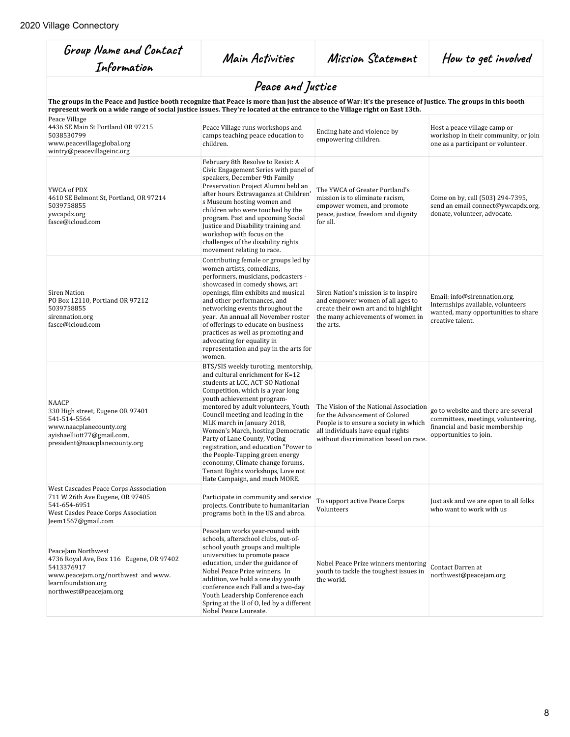| Group Name and Contact Information | Main Activities | Mission Statement | How to get involved |
|---|---|---|---|
| **Peace and Justice** | | | |
| **The groups in the Peace and Justice booth recognize that Peace is more than just the absence of War: it's the presence of Justice. The groups in this booth represent work on a wide range of social justice issues. They're located at the entrance to the Village right on East 13th.** | | | |
| Peace Village<br>4436 SE Main St Portland OR 97215<br>5038530799<br>www.peacevillageglobal.org<br>wintry@peacevillageinc.org | Peace Village runs workshops and camps teaching peace education to children. | Ending hate and violence by empowering children. | Host a peace village camp or workshop in their community, or join one as a participant or volunteer. |
| YWCA of PDX<br>4610 SE Belmont St, Portland, OR 97214<br>5039758855<br>ywcapdx.org<br>fasce@icloud.com | February 8th Resolve to Resist: A Civic Engagement Series with panel of speakers, December 9th Family Preservation Project Alumni beld an after hours Extravaganza at Children' s Museum hosting women and children who were touched by the program. Past and upcoming Social Justice and Disability training and workshop with focus on the challenges of the disability rights movement relating to race. | The YWCA of Greater Portland's mission is to eliminate racism, empower women, and promote peace, justice, freedom and dignity for all. | Come on by, call (503) 294-7395, send an email connect@ywcapdx.org, donate, volunteer, advocate. |
| Siren Nation<br>PO Box 12110, Portland OR 97212<br>5039758855<br>sirennation.org<br>fasce@icloud.com | Contributing female or groups led by women artists, comedians, performers, musicians, podcasters - showcased in comedy shows, art openings, film exhibits and musical and other performances, and networking events throughout the year. An annual all November roster of offerings to educate on business practices as well as promoting and advocating for equality in representation and pay in the arts for women. | Siren Nation's mission is to inspire and empower women of all ages to create their own art and to highlight the many achievements of women in the arts. | Email: info@sirennation.org. Internships available, volunteers wanted, many opportunities to share creative talent. |
| NAACP<br>330 High street, Eugene OR 97401<br>541-514-5564<br>www.naacplanecounty.org<br>ayishaelliott77@gmail.com, president@naacplanecounty.org | BTS/SIS weekly turoting, mentorship, and cultural enrichment for K=12 students at LCC, ACT-SO National Competition, which is a year long youth achievement program- mentored by adult volunteers, Youth Council meeting and leading in the MLK march in January 2018, Women's March, hosting Democratic Party of Lane County, Voting registration, and education "Power to the People-Tapping green energy econonmy, Climate change forums, Tenant Rights workshops, Love not Hate Campaign, and much MORE. | The Vision of the National Association for the Advancement of Colored People is to ensure a society in which all individuals have equal rights without discrimination based on race. | go to website and there are several committees, meetings, volunteering, financial and basic membership opportunities to join. |
| West Cascades Peace Corps Asssociation<br>711 W 26th Ave Eugene, OR 97405<br>541-654-6951<br>West Casdes Peace Corps Association<br>Jeem1567@gmail.com | Participate in community and service projects. Contribute to humanitarian programs both in the US and abroa. | To support active Peace Corps Volunteers | Just ask and we are open to all folks who want to work with us |
| PeaceJam Northwest<br>4736 Royal Ave, Box 116 Eugene, OR 97402<br>5413376917<br>www.peacejam.org/northwest and www. learnfoundation.org<br>northwest@peacejam.org | PeaceJam works year-round with schools, afterschool clubs, out-of-school youth groups and multiple universities to promote peace education, under the guidance of Nobel Peace Prize winners. In addition, we hold a one day youth conference each Fall and a two-day Youth Leadership Conference each Spring at the U of O, led by a different Nobel Peace Laureate. | Nobel Peace Prize winners mentoring youth to tackle the toughest issues in the world. | Contact Darren at northwest@peacejam.org |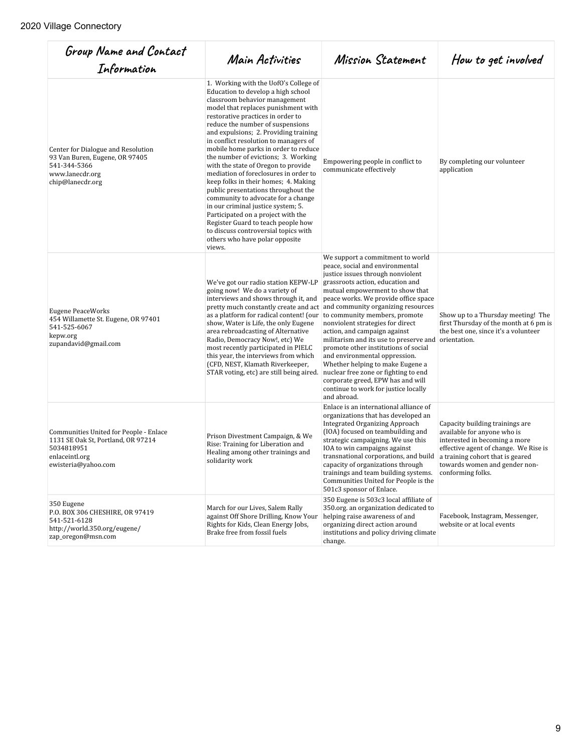| Group Name and Contact Information | Main Activities | Mission Statement | How to get involved |
|---|---|---|---|
| Center for Dialogue and Resolution<br>93 Van Buren, Eugene, OR 97405<br>541-344-5366<br>www.lanecdr.org<br>chip@lanecdr.org | 1. Working with the UofO's College of Education to develop a high school classroom behavior management model that replaces punishment with restorative practices in order to reduce the number of suspensions and expulsions; 2. Providing training in conflict resolution to managers of mobile home parks in order to reduce the number of evictions; 3. Working with the state of Oregon to provide mediation of foreclosures in order to keep folks in their homes; 4. Making public presentations throughout the community to advocate for a change in our criminal justice system; 5. Participated on a project with the Register Guard to teach people how to discuss controversial topics with others who have polar opposite views. | Empowering people in conflict to communicate effectively | By completing our volunteer application |
| Eugene PeaceWorks<br>454 Willamette St. Eugene, OR 97401<br>541-525-6067<br>kepw.org<br>zupandavid@gmail.com | We've got our radio station KEPW-LP going now! We do a variety of interviews and shows through it, and pretty much constantly create and act as a platform for radical content! (our show, Water is Life, the only Eugene area rebroadcasting of Alternative Radio, Democracy Now!, etc) We most recently participated in PIELC this year, the interviews from which (CFD, NEST, Klamath Riverkeeper, STAR voting, etc) are still being aired. | We support a commitment to world peace, social and environmental justice issues through nonviolent grassroots action, education and mutual empowerment to show that peace works. We provide office space and community organizing resources to community members, promote nonviolent strategies for direct action, and campaign against militarism and its use to preserve and promote other institutions of social and environmental oppression. Whether helping to make Eugene a nuclear free zone or fighting to end corporate greed, EPW has and will continue to work for justice locally and abroad. | Show up to a Thursday meeting! The first Thursday of the month at 6 pm is the best one, since it's a volunteer orientation. |
| Communities United for People - Enlace<br>1131 SE Oak St, Portland, OR 97214<br>5034818951<br>enlaceintl.org<br>ewisteria@yahoo.com | Prison Divestment Campaign, & We Rise: Training for Liberation and Healing among other trainings and solidarity work | Enlace is an international alliance of organizations that has developed an Integrated Organizing Approach (IOA) focused on teambuilding and strategic campaigning. We use this IOA to win campaigns against transnational corporations, and build capacity of organizations through trainings and team building systems. Communities United for People is the 501c3 sponsor of Enlace. | Capacity building trainings are available for anyone who is interested in becoming a more effective agent of change. We Rise is a training cohort that is geared towards women and gender non-conforming folks. |
| 350 Eugene<br>P.O. BOX 306 CHESHIRE, OR 97419<br>541-521-6128<br>http://world.350.org/eugene/<br>zap_oregon@msn.com | March for our Lives, Salem Rally against Off Shore Drilling, Know Your Rights for Kids, Clean Energy Jobs, Brake free from fossil fuels | 350 Eugene is 503c3 local affiliate of 350.org. an organization dedicated to helping raise awareness of and organizing direct action around institutions and policy driving climate change. | Facebook, Instagram, Messenger, website or at local events |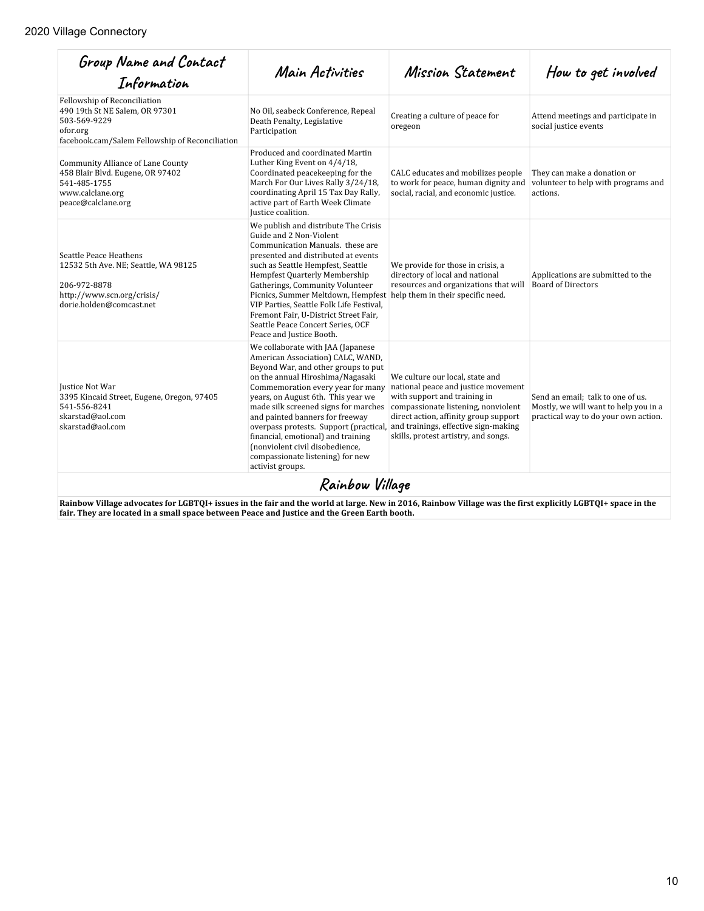| Group Name and Contact Information | Main Activities | Mission Statement | How to get involved |
|---|---|---|---|
| Fellowship of Reconciliation<br>490 19th St NE Salem, OR 97301<br>503-569-9229<br>ofor.org<br>facebook.cam/Salem Fellowship of Reconciliation | No Oil, seabeck Conference, Repeal Death Penalty, Legislative Participation | Creating a culture of peace for oregeon | Attend meetings and participate in social justice events |
| Community Alliance of Lane County<br>458 Blair Blvd. Eugene, OR 97402<br>541-485-1755<br>www.calclane.org<br>peace@calclane.org | Produced and coordinated Martin Luther King Event on 4/4/18, Coordinated peacekeeping for the March For Our Lives Rally 3/24/18, coordinating April 15 Tax Day Rally, active part of Earth Week Climate Justice coalition. | CALC educates and mobilizes people to work for peace, human dignity and social, racial, and economic justice. | They can make a donation or volunteer to help with programs and actions. |
| Seattle Peace Heathens<br>12532 5th Ave. NE; Seattle, WA 98125<br><br>206-972-8878<br>http://www.scn.org/crisis/<br>dorie.holden@comcast.net | We publish and distribute The Crisis Guide and 2 Non-Violent Communication Manuals. these are presented and distributed at events such as Seattle Hempfest, Seattle Hempfest Quarterly Membership Gatherings, Community Volunteer Picnics, Summer Meltdown, Hempfest VIP Parties, Seattle Folk Life Festival, Fremont Fair, U-District Street Fair, Seattle Peace Concert Series, OCF Peace and Justice Booth. | We provide for those in crisis, a directory of local and national resources and organizations that will help them in their specific need. | Applications are submitted to the Board of Directors |
| Justice Not War<br>3395 Kincaid Street, Eugene, Oregon, 97405<br>541-556-8241<br>skarstad@aol.com<br>skarstad@aol.com | We collaborate with JAA (Japanese American Association) CALC, WAND, Beyond War, and other groups to put on the annual Hiroshima/Nagasaki Commemoration every year for many years, on August 6th. This year we made silk screened signs for marches and painted banners for freeway overpass protests. Support (practical, financial, emotional) and training (nonviolent civil disobedience, compassionate listening) for new activist groups. | We culture our local, state and national peace and justice movement with support and training in compassionate listening, nonviolent direct action, affinity group support and trainings, effective sign-making skills, protest artistry, and songs. | Send an email; talk to one of us. Mostly, we will want to help you in a practical way to do your own action. |

## Rainbow Village

**Rainbow Village advocates for LGBTQI+ issues in the fair and the world at large. New in 2016, Rainbow Village was the first explicitly LGBTQI+ space in the fair. They are located in a small space between Peace and Justice and the Green Earth booth.**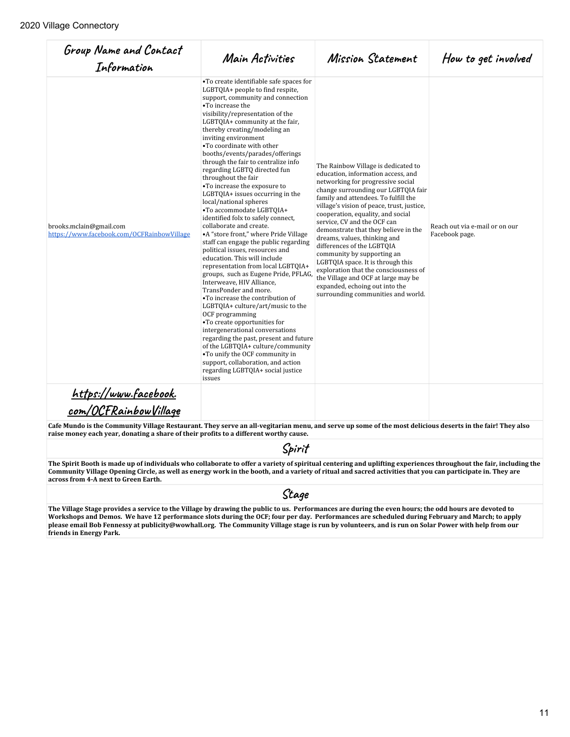| Group Name and Contact Information | Main Activities | Mission Statement | How to get involved |
|---|---|---|---|
| brooks.mclain@gmail.com<br>https://www.facebook.com/OCFRainbowVillage | •To create identifiable safe spaces for LGBTQIA+ people to find respite, support, community and connection<br>•To increase the visibility/representation of the LGBTQIA+ community at the fair, thereby creating/modeling an inviting environment<br>•To coordinate with other booths/events/parades/offerings through the fair to centralize info regarding LGBTQ directed fun throughout the fair<br>•To increase the exposure to LGBTQIA+ issues occurring in the local/national spheres<br>•To accommodate LGBTQIA+ identified folx to safely connect, collaborate and create.<br>•A "store front," where Pride Village staff can engage the public regarding political issues, resources and education. This will include representation from local LGBTQIA+ groups, such as Eugene Pride, PFLAG, Interweave, HIV Alliance, TransPonder and more.<br>•To increase the contribution of LGBTQIA+ culture/art/music to the OCF programming<br>•To create opportunities for intergenerational conversations regarding the past, present and future of the LGBTQIA+ culture/community<br>•To unify the OCF community in support, collaboration, and action regarding LGBTQIA+ social justice issues | The Rainbow Village is dedicated to education, information access, and networking for progressive social change surrounding our LGBTQIA fair family and attendees. To fulfill the village's vision of peace, trust, justice, cooperation, equality, and social service, CV and the OCF can demonstrate that they believe in the dreams, values, thinking and differences of the LGBTQIA community by supporting an LGBTQIA space. It is through this exploration that the consciousness of the Village and OCF at large may be expanded, echoing out into the surrounding communities and world. | Reach out via e-mail or on our Facebook page. |
| https://www.facebook.com/OCFRainbowVillage | | | |

**Cafe Mundo is the Community Village Restaurant. They serve an all-vegitarian menu, and serve up some of the most delicious deserts in the fair! They also raise money each year, donating a share of their profits to a different worthy cause.**

## Spirit

**The Spirit Booth is made up of individuals who collaborate to offer a variety of spiritual centering and uplifting experiences throughout the fair, including the Community Village Opening Circle, as well as energy work in the booth, and a variety of ritual and sacred activities that you can participate in. They are across from 4-A next to Green Earth.**

## Stage

**The Village Stage provides a service to the Village by drawing the public to us. Performances are during the even hours; the odd hours are devoted to Workshops and Demos. We have 12 performance slots during the OCF; four per day. Performances are scheduled during February and March; to apply please email Bob Fennessy at publicity@wowhall.org. The Community Village stage is run by volunteers, and is run on Solar Power with help from our friends in Energy Park.**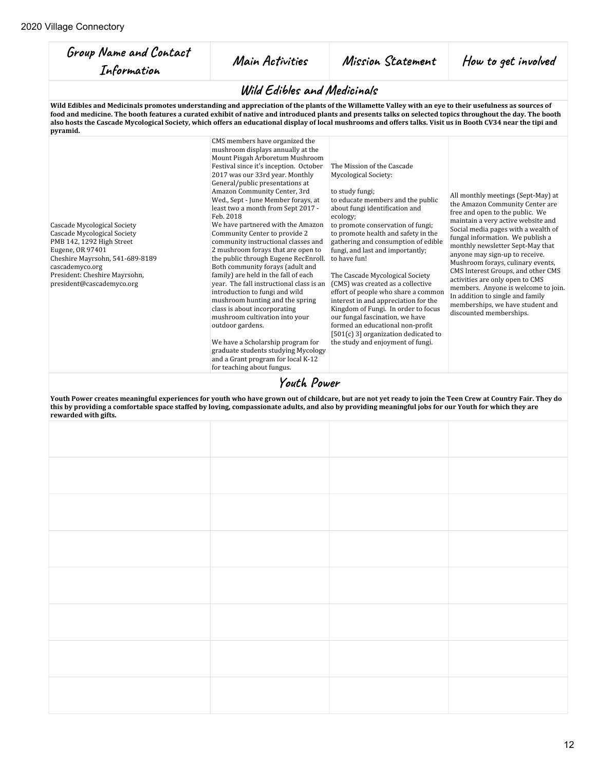| Group Name and Contact Information | Main Activities | Mission Statement | How to get involved |
|---|---|---|---|
| **Wild Edibles and Medicinals** | | | |
| **Wild Edibles and Medicinals promotes understanding and appreciation of the plants of the Willamette Valley with an eye to their usefulness as sources of food and medicine. The booth features a curated exhibit of native and introduced plants and presents talks on selected topics throughout the day. The booth also hosts the Cascade Mycological Society, which offers an educational display of local mushrooms and offers talks. Visit us in Booth CV34 near the tipi and pyramid.** | | | |
| Cascade Mycological Society<br>Cascade Mycological Society<br>PMB 142, 1292 High Street<br>Eugene, OR 97401<br>Cheshire Mayrsohn, 541-689-8189<br>cascademyco.org<br>President: Cheshire Mayrsohn, president@cascademyco.org | CMS members have organized the mushroom displays annually at the Mount Pisgah Arboretum Mushroom Festival since it's inception. October 2017 was our 33rd year. Monthly General/public presentations at Amazon Community Center, 3rd Wed., Sept - June Member forays, at least two a month from Sept 2017 - Feb. 2018<br>We have partnered with the Amazon Community Center to provide 2 community instructional classes and 2 mushroom forays that are open to the public through Eugene RecEnroll. Both community forays (adult and family) are held in the fall of each year. The fall instructional class is an introduction to fungi and wild mushroom hunting and the spring class is about incorporating mushroom cultivation into your outdoor gardens.<br><br>We have a Scholarship program for graduate students studying Mycology and a Grant program for local K-12 for teaching about fungus. | The Mission of the Cascade Mycological Society:<br><br>to study fungi;<br>to educate members and the public about fungi identification and ecology;<br>to promote conservation of fungi;<br>to promote health and safety in the gathering and consumption of edible fungi, and last and importantly;<br>to have fun!<br><br>The Cascade Mycological Society (CMS) was created as a collective effort of people who share a common interest in and appreciation for the Kingdom of Fungi. In order to focus our fungal fascination, we have formed an educational non-profit [501(c) 3] organization dedicated to the study and enjoyment of fungi. | All monthly meetings (Sept-May) at the Amazon Community Center are free and open to the public. We maintain a very active website and Social media pages with a wealth of fungal information. We publish a monthly newsletter Sept-May that anyone may sign-up to receive. Mushroom forays, culinary events, CMS Interest Groups, and other CMS activities are only open to CMS members. Anyone is welcome to join. In addition to single and family memberships, we have student and discounted memberships. |
| **Youth Power** | | | |
| **Youth Power creates meaningful experiences for youth who have grown out of childcare, but are not yet ready to join the Teen Crew at Country Fair. They do this by providing a comfortable space staffed by loving, compassionate adults, and also by providing meaningful jobs for our Youth for which they are rewarded with gifts.** | | | |
| | | | |
| | | | |
| | | | |
| | | | |
| | | | |
| | | | |
| | | | |
| | | | |